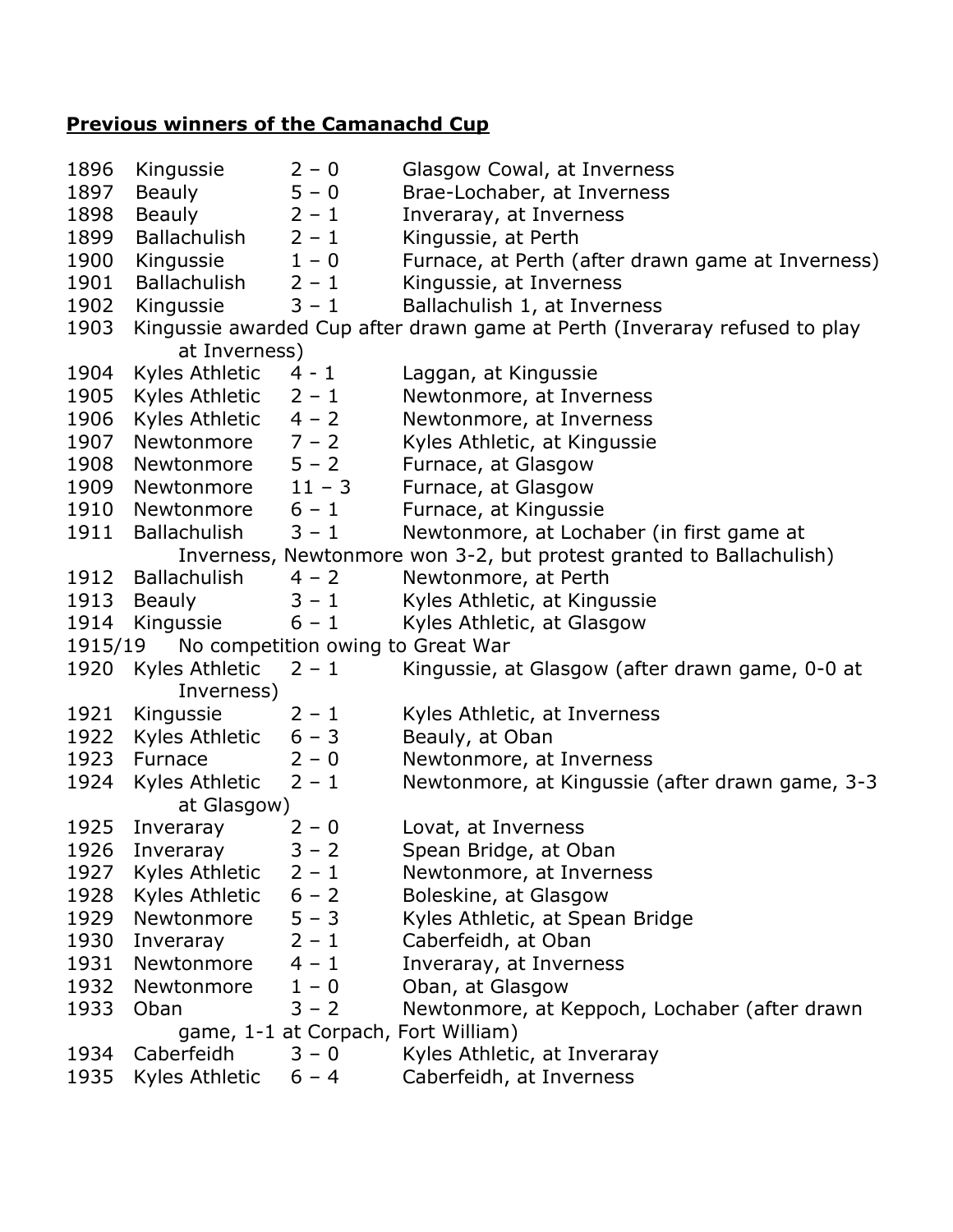**Previous winners of the Camanachd Cup**

1896 Kingussie 2 – 0 Glasgow Cowal, at Inverness
1897 Beauly 5 – 0 Brae-Lochaber, at Inverness
1898 Beauly 2 – 1 Inveraray, at Inverness
1899 Ballachulish 2 – 1 Kingussie, at Perth
1900 Kingussie 1 – 0 Furnace, at Perth (after drawn game at Inverness)
1901 Ballachulish 2 – 1 Kingussie, at Inverness
1902 Kingussie 3 – 1 Ballachulish 1, at Inverness
1903 Kingussie awarded Cup after drawn game at Perth (Inveraray refused to play at Inverness)
1904 Kyles Athletic 4 - 1 Laggan, at Kingussie
1905 Kyles Athletic 2 – 1 Newtonmore, at Inverness
1906 Kyles Athletic 4 – 2 Newtonmore, at Inverness
1907 Newtonmore 7 – 2 Kyles Athletic, at Kingussie
1908 Newtonmore 5 – 2 Furnace, at Glasgow
1909 Newtonmore 11 – 3 Furnace, at Glasgow
1910 Newtonmore 6 – 1 Furnace, at Kingussie
1911 Ballachulish 3 – 1 Newtonmore, at Lochaber (in first game at Inverness, Newtonmore won 3-2, but protest granted to Ballachulish)
1912 Ballachulish 4 – 2 Newtonmore, at Perth
1913 Beauly 3 – 1 Kyles Athletic, at Kingussie
1914 Kingussie 6 – 1 Kyles Athletic, at Glasgow
1915/19 No competition owing to Great War
1920 Kyles Athletic 2 – 1 Kingussie, at Glasgow (after drawn game, 0-0 at Inverness)
1921 Kingussie 2 – 1 Kyles Athletic, at Inverness
1922 Kyles Athletic 6 – 3 Beauly, at Oban
1923 Furnace 2 – 0 Newtonmore, at Inverness
1924 Kyles Athletic 2 – 1 Newtonmore, at Kingussie (after drawn game, 3-3 at Glasgow)
1925 Inveraray 2 – 0 Lovat, at Inverness
1926 Inveraray 3 – 2 Spean Bridge, at Oban
1927 Kyles Athletic 2 – 1 Newtonmore, at Inverness
1928 Kyles Athletic 6 – 2 Boleskine, at Glasgow
1929 Newtonmore 5 – 3 Kyles Athletic, at Spean Bridge
1930 Inveraray 2 – 1 Caberfeidh, at Oban
1931 Newtonmore 4 – 1 Inveraray, at Inverness
1932 Newtonmore 1 – 0 Oban, at Glasgow
1933 Oban 3 – 2 Newtonmore, at Keppoch, Lochaber (after drawn game, 1-1 at Corpach, Fort William)
1934 Caberfeidh 3 – 0 Kyles Athletic, at Inveraray
1935 Kyles Athletic 6 – 4 Caberfeidh, at Inverness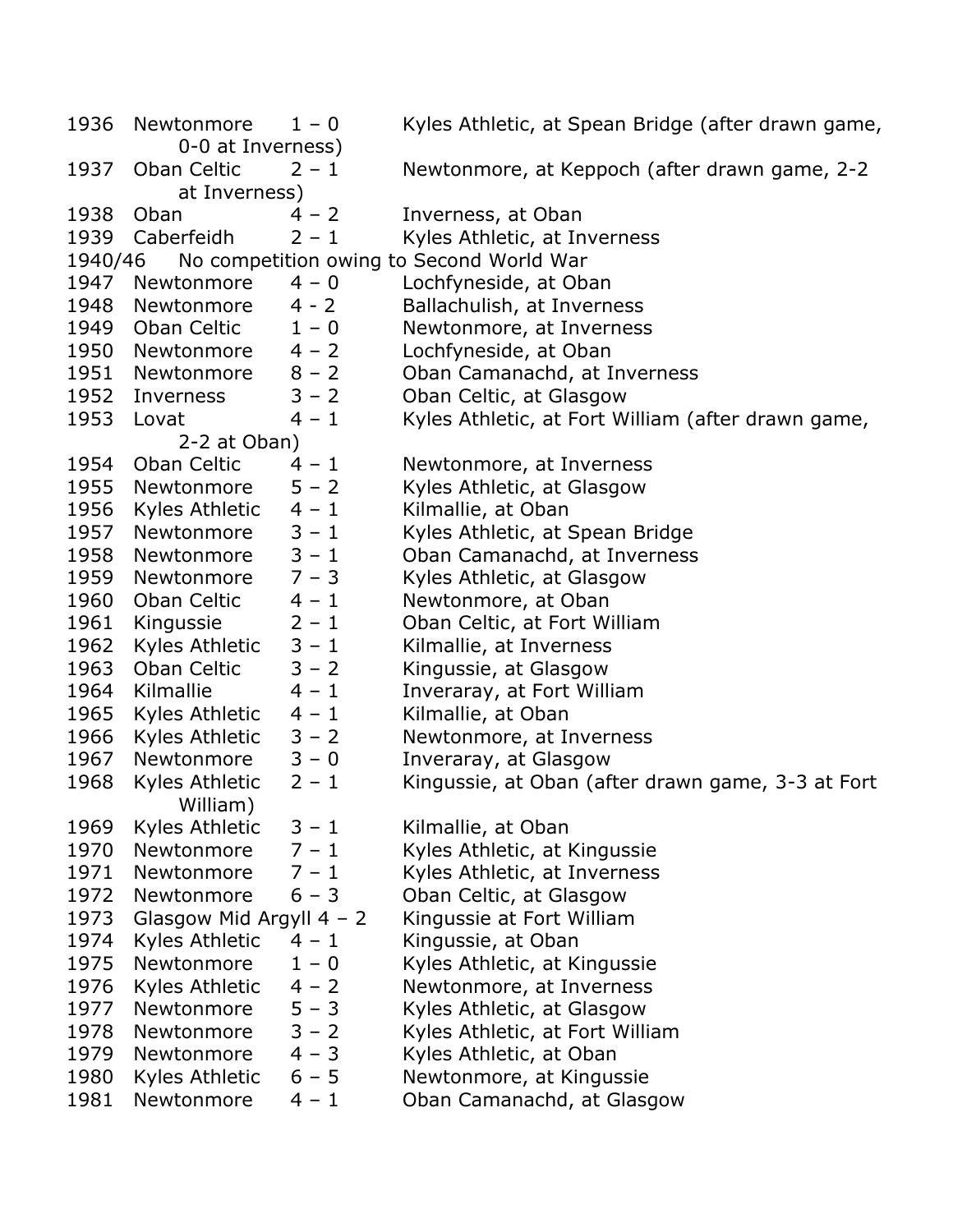| | | | |
|---|---|---|---|
| 1936 | Newtonmore | 1 – 0 | Kyles Athletic, at Spean Bridge (after drawn game, 0-0 at Inverness) |
| 1937 | Oban Celtic | 2 – 1 | Newtonmore, at Keppoch (after drawn game, 2-2 at Inverness) |
| 1938 | Oban | 4 – 2 | Inverness, at Oban |
| 1939 | Caberfeidh | 2 – 1 | Kyles Athletic, at Inverness |
| 1940/46 | No competition owing to Second World War | | |
| 1947 | Newtonmore | 4 – 0 | Lochfyneside, at Oban |
| 1948 | Newtonmore | 4 - 2 | Ballachulish, at Inverness |
| 1949 | Oban Celtic | 1 – 0 | Newtonmore, at Inverness |
| 1950 | Newtonmore | 4 – 2 | Lochfyneside, at Oban |
| 1951 | Newtonmore | 8 – 2 | Oban Camanachd, at Inverness |
| 1952 | Inverness | 3 – 2 | Oban Celtic, at Glasgow |
| 1953 | Lovat | 4 – 1 | Kyles Athletic, at Fort William (after drawn game, 2-2 at Oban) |
| 1954 | Oban Celtic | 4 – 1 | Newtonmore, at Inverness |
| 1955 | Newtonmore | 5 – 2 | Kyles Athletic, at Glasgow |
| 1956 | Kyles Athletic | 4 – 1 | Kilmallie, at Oban |
| 1957 | Newtonmore | 3 – 1 | Kyles Athletic, at Spean Bridge |
| 1958 | Newtonmore | 3 – 1 | Oban Camanachd, at Inverness |
| 1959 | Newtonmore | 7 – 3 | Kyles Athletic, at Glasgow |
| 1960 | Oban Celtic | 4 – 1 | Newtonmore, at Oban |
| 1961 | Kingussie | 2 – 1 | Oban Celtic, at Fort William |
| 1962 | Kyles Athletic | 3 – 1 | Kilmallie, at Inverness |
| 1963 | Oban Celtic | 3 – 2 | Kingussie, at Glasgow |
| 1964 | Kilmallie | 4 – 1 | Inveraray, at Fort William |
| 1965 | Kyles Athletic | 4 – 1 | Kilmallie, at Oban |
| 1966 | Kyles Athletic | 3 – 2 | Newtonmore, at Inverness |
| 1967 | Newtonmore | 3 – 0 | Inveraray, at Glasgow |
| 1968 | Kyles Athletic | 2 – 1 | Kingussie, at Oban (after drawn game, 3-3 at Fort William) |
| 1969 | Kyles Athletic | 3 – 1 | Kilmallie, at Oban |
| 1970 | Newtonmore | 7 – 1 | Kyles Athletic, at Kingussie |
| 1971 | Newtonmore | 7 – 1 | Kyles Athletic, at Inverness |
| 1972 | Newtonmore | 6 – 3 | Oban Celtic, at Glasgow |
| 1973 | Glasgow Mid Argyll | 4 – 2 | Kingussie at Fort William |
| 1974 | Kyles Athletic | 4 – 1 | Kingussie, at Oban |
| 1975 | Newtonmore | 1 – 0 | Kyles Athletic, at Kingussie |
| 1976 | Kyles Athletic | 4 – 2 | Newtonmore, at Inverness |
| 1977 | Newtonmore | 5 – 3 | Kyles Athletic, at Glasgow |
| 1978 | Newtonmore | 3 – 2 | Kyles Athletic, at Fort William |
| 1979 | Newtonmore | 4 – 3 | Kyles Athletic, at Oban |
| 1980 | Kyles Athletic | 6 – 5 | Newtonmore, at Kingussie |
| 1981 | Newtonmore | 4 – 1 | Oban Camanachd, at Glasgow |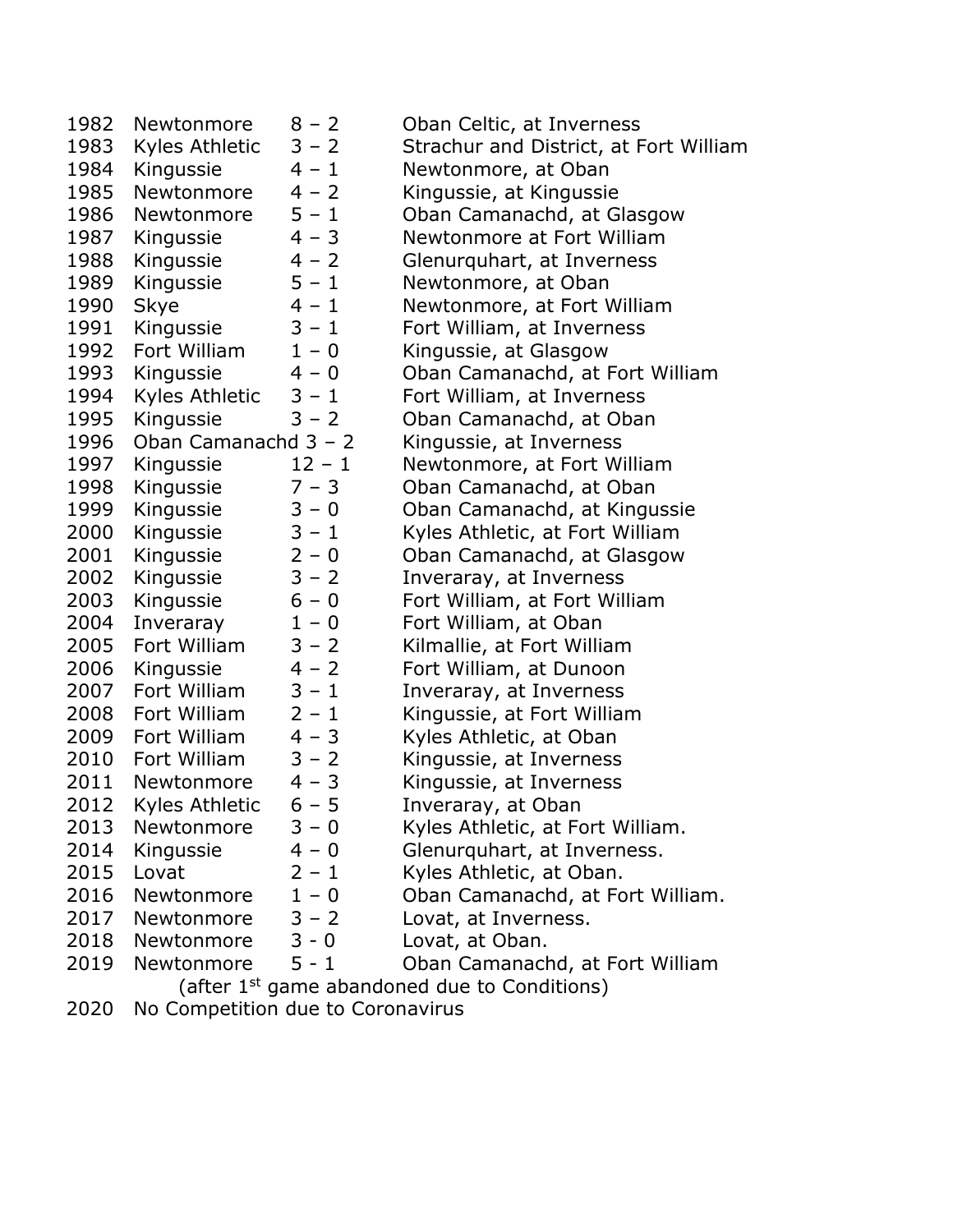| | | | |
|---|---|---|---|
| 1982 | Newtonmore | 8 – 2 | Oban Celtic, at Inverness |
| 1983 | Kyles Athletic | 3 – 2 | Strachur and District, at Fort William |
| 1984 | Kingussie | 4 – 1 | Newtonmore, at Oban |
| 1985 | Newtonmore | 4 – 2 | Kingussie, at Kingussie |
| 1986 | Newtonmore | 5 – 1 | Oban Camanachd, at Glasgow |
| 1987 | Kingussie | 4 – 3 | Newtonmore at Fort William |
| 1988 | Kingussie | 4 – 2 | Glenurquhart, at Inverness |
| 1989 | Kingussie | 5 – 1 | Newtonmore, at Oban |
| 1990 | Skye | 4 – 1 | Newtonmore, at Fort William |
| 1991 | Kingussie | 3 – 1 | Fort William, at Inverness |
| 1992 | Fort William | 1 – 0 | Kingussie, at Glasgow |
| 1993 | Kingussie | 4 – 0 | Oban Camanachd, at Fort William |
| 1994 | Kyles Athletic | 3 – 1 | Fort William, at Inverness |
| 1995 | Kingussie | 3 – 2 | Oban Camanachd, at Oban |
| 1996 | Oban Camanachd | 3 – 2 | Kingussie, at Inverness |
| 1997 | Kingussie | 12 – 1 | Newtonmore, at Fort William |
| 1998 | Kingussie | 7 – 3 | Oban Camanachd, at Oban |
| 1999 | Kingussie | 3 – 0 | Oban Camanachd, at Kingussie |
| 2000 | Kingussie | 3 – 1 | Kyles Athletic, at Fort William |
| 2001 | Kingussie | 2 – 0 | Oban Camanachd, at Glasgow |
| 2002 | Kingussie | 3 – 2 | Inveraray, at Inverness |
| 2003 | Kingussie | 6 – 0 | Fort William, at Fort William |
| 2004 | Inveraray | 1 – 0 | Fort William, at Oban |
| 2005 | Fort William | 3 – 2 | Kilmallie, at Fort William |
| 2006 | Kingussie | 4 – 2 | Fort William, at Dunoon |
| 2007 | Fort William | 3 – 1 | Inveraray, at Inverness |
| 2008 | Fort William | 2 – 1 | Kingussie, at Fort William |
| 2009 | Fort William | 4 – 3 | Kyles Athletic, at Oban |
| 2010 | Fort William | 3 – 2 | Kingussie, at Inverness |
| 2011 | Newtonmore | 4 – 3 | Kingussie, at Inverness |
| 2012 | Kyles Athletic | 6 – 5 | Inveraray, at Oban |
| 2013 | Newtonmore | 3 – 0 | Kyles Athletic, at Fort William. |
| 2014 | Kingussie | 4 – 0 | Glenurquhart, at Inverness. |
| 2015 | Lovat | 2 – 1 | Kyles Athletic, at Oban. |
| 2016 | Newtonmore | 1 – 0 | Oban Camanachd, at Fort William. |
| 2017 | Newtonmore | 3 – 2 | Lovat, at Inverness. |
| 2018 | Newtonmore | 3 - 0 | Lovat, at Oban. |
| 2019 | Newtonmore | 5 - 1 | Oban Camanachd, at Fort William (after 1st game abandoned due to Conditions) |
| 2020 | No Competition due to Coronavirus | | |